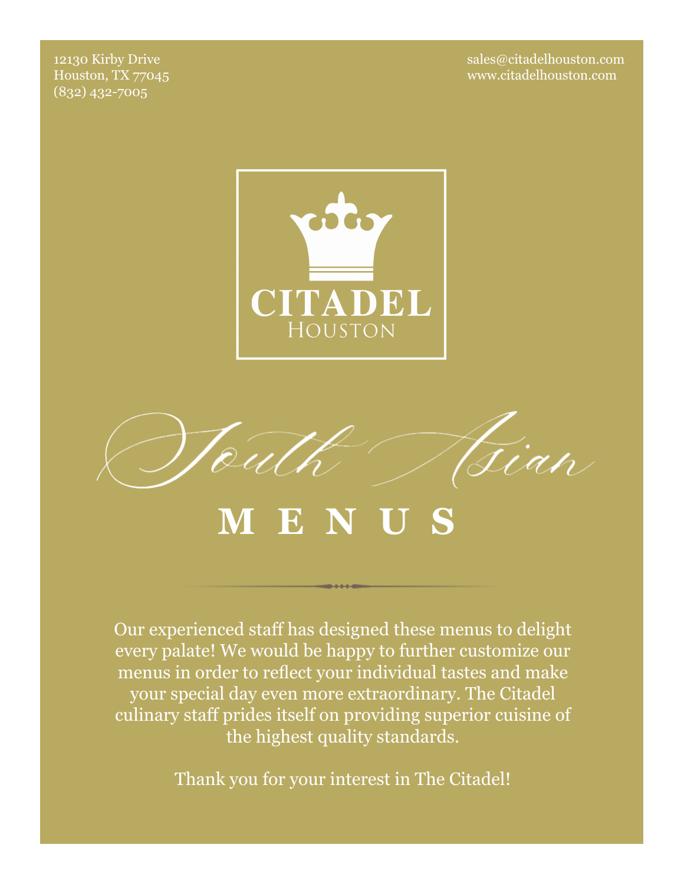12130 Kirby Drive
Houston, TX 77045
(832) 432-7005

sales@citadelhouston.com
www.citadelhouston.com

CITADEL
HOUSTON

# South Asian

# M E N U S

Our experienced staff has designed these menus to delight every palate! We would be happy to further customize our menus in order to reflect your individual tastes and make your special day even more extraordinary. The Citadel culinary staff prides itself on providing superior cuisine of the highest quality standards.

Thank you for your interest in The Citadel!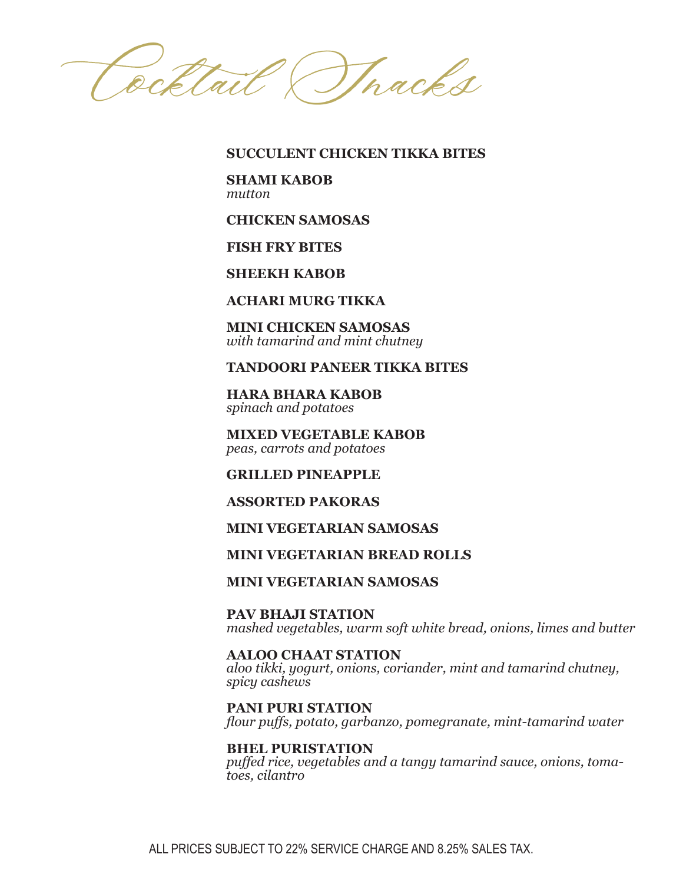# Cocktail Snacks

**SUCCULENT CHICKEN TIKKA BITES**

**SHAMI KABOB**
*mutton*

**CHICKEN SAMOSAS**

**FISH FRY BITES**

**SHEEKH KABOB**

**ACHARI MURG TIKKA**

**MINI CHICKEN SAMOSAS**
*with tamarind and mint chutney*

**TANDOORI PANEER TIKKA BITES**

**HARA BHARA KABOB**
*spinach and potatoes*

**MIXED VEGETABLE KABOB**
*peas, carrots and potatoes*

**GRILLED PINEAPPLE**

**ASSORTED PAKORAS**

**MINI VEGETARIAN SAMOSAS**

**MINI VEGETARIAN BREAD ROLLS**

**MINI VEGETARIAN SAMOSAS**

**PAV BHAJI STATION**
*mashed vegetables, warm soft white bread, onions, limes and butter*

**AALOO CHAAT STATION**
*aloo tikki, yogurt, onions, coriander, mint and tamarind chutney, spicy cashews*

**PANI PURI STATION**
*flour puffs, potato, garbanzo, pomegranate, mint-tamarind water*

**BHEL PURISTATION**
*puffed rice, vegetables and a tangy tamarind sauce, onions, tomatoes, cilantro*

ALL PRICES SUBJECT TO 22% SERVICE CHARGE AND 8.25% SALES TAX.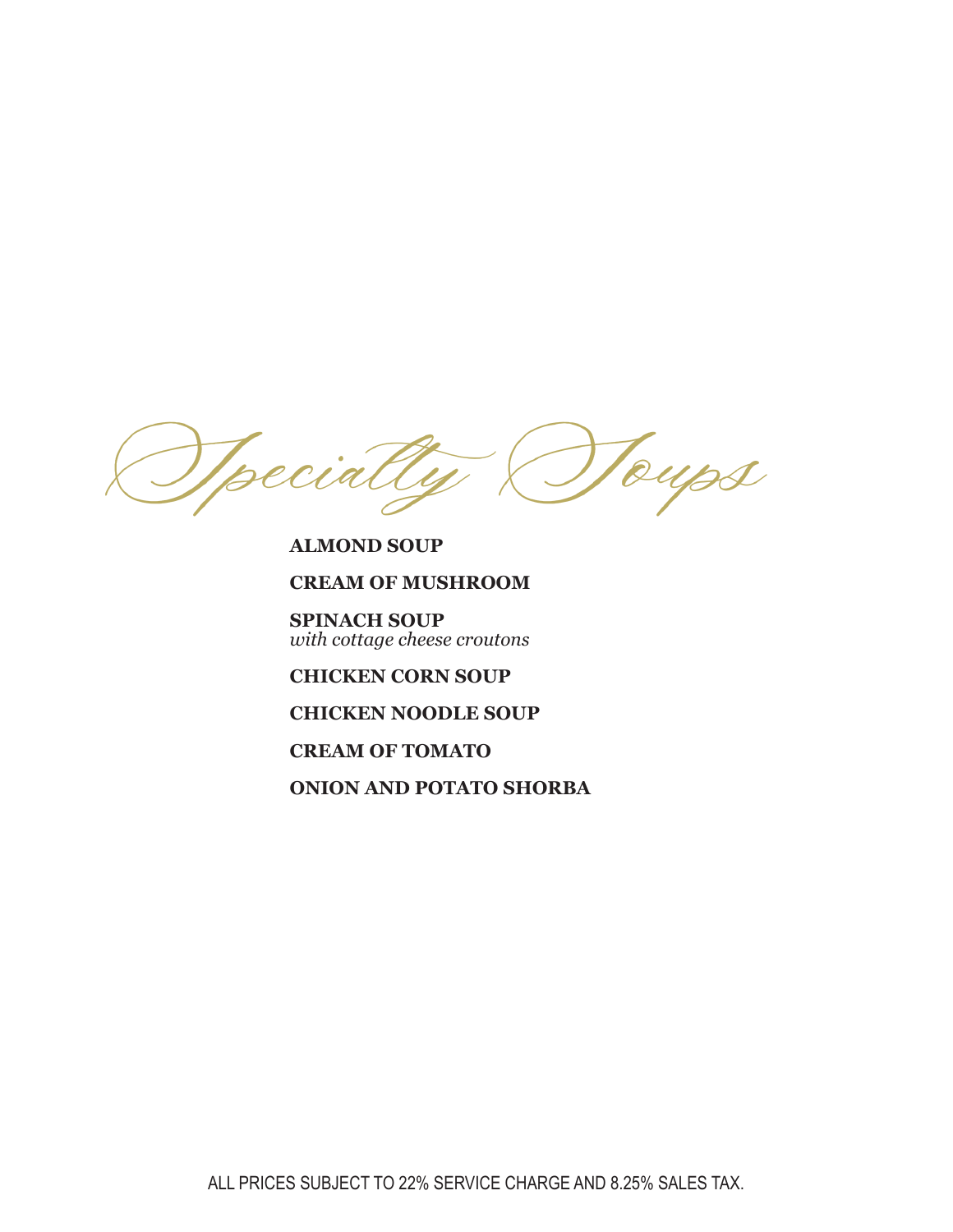# Specialty Soups

**ALMOND SOUP**

**CREAM OF MUSHROOM**

**SPINACH SOUP**
*with cottage cheese croutons*

**CHICKEN CORN SOUP**

**CHICKEN NOODLE SOUP**

**CREAM OF TOMATO**

**ONION AND POTATO SHORBA**

ALL PRICES SUBJECT TO 22% SERVICE CHARGE AND 8.25% SALES TAX.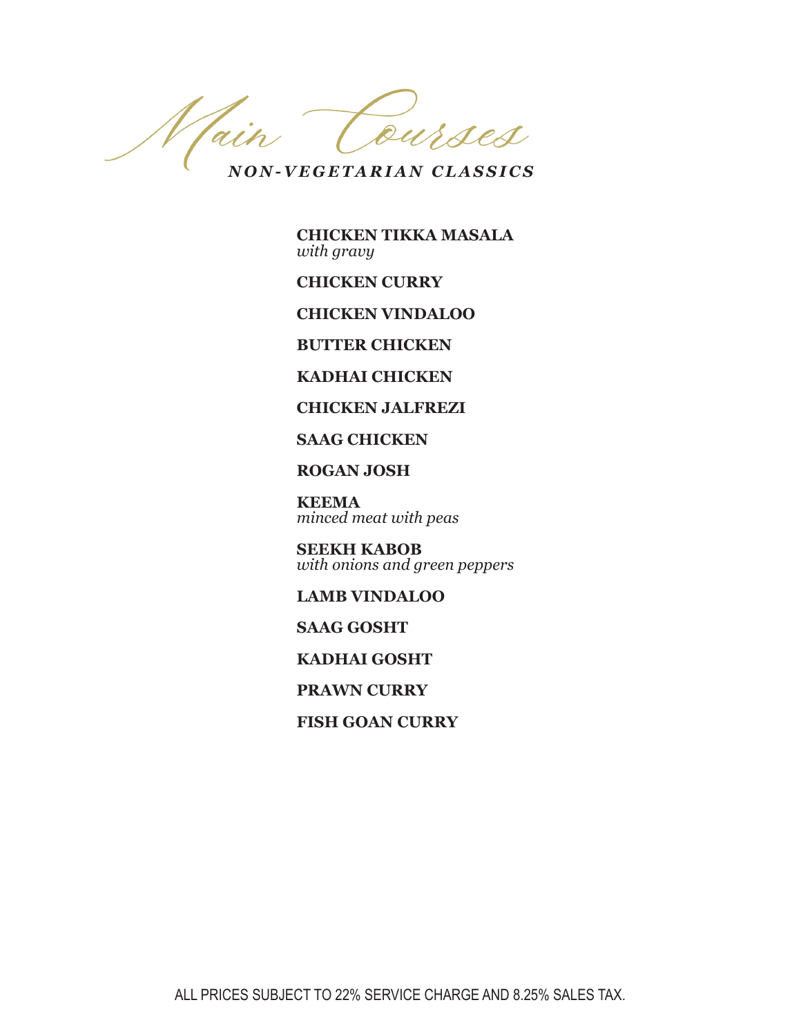# Main Courses

## *NON-VEGETARIAN CLASSICS*

**CHICKEN TIKKA MASALA**
*with gravy*

**CHICKEN CURRY**

**CHICKEN VINDALOO**

**BUTTER CHICKEN**

**KADHAI CHICKEN**

**CHICKEN JALFREZI**

**SAAG CHICKEN**

**ROGAN JOSH**

**KEEMA**
*minced meat with peas*

**SEEKH KABOB**
*with onions and green peppers*

**LAMB VINDALOO**

**SAAG GOSHT**

**KADHAI GOSHT**

**PRAWN CURRY**

**FISH GOAN CURRY**

ALL PRICES SUBJECT TO 22% SERVICE CHARGE AND 8.25% SALES TAX.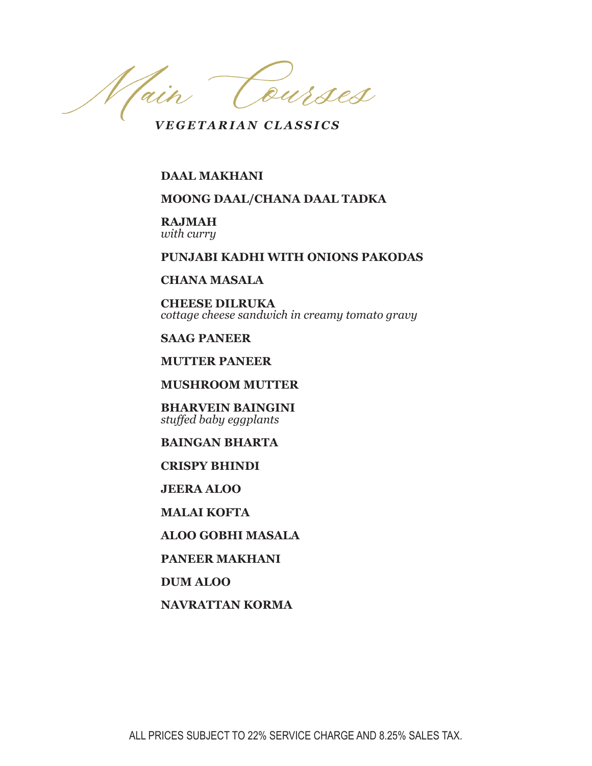# Main Courses

## VEGETARIAN CLASSICS

**DAAL MAKHANI**

**MOONG DAAL/CHANA DAAL TADKA**

**RAJMAH**
*with curry*

**PUNJABI KADHI WITH ONIONS PAKODAS**

**CHANA MASALA**

**CHEESE DILRUKA**
*cottage cheese sandwich in creamy tomato gravy*

**SAAG PANEER**

**MUTTER PANEER**

**MUSHROOM MUTTER**

**BHARVEIN BAINGINI**
*stuffed baby eggplants*

**BAINGAN BHARTA**

**CRISPY BHINDI**

**JEERA ALOO**

**MALAI KOFTA**

**ALOO GOBHI MASALA**

**PANEER MAKHANI**

**DUM ALOO**

**NAVRATTAN KORMA**

ALL PRICES SUBJECT TO 22% SERVICE CHARGE AND 8.25% SALES TAX.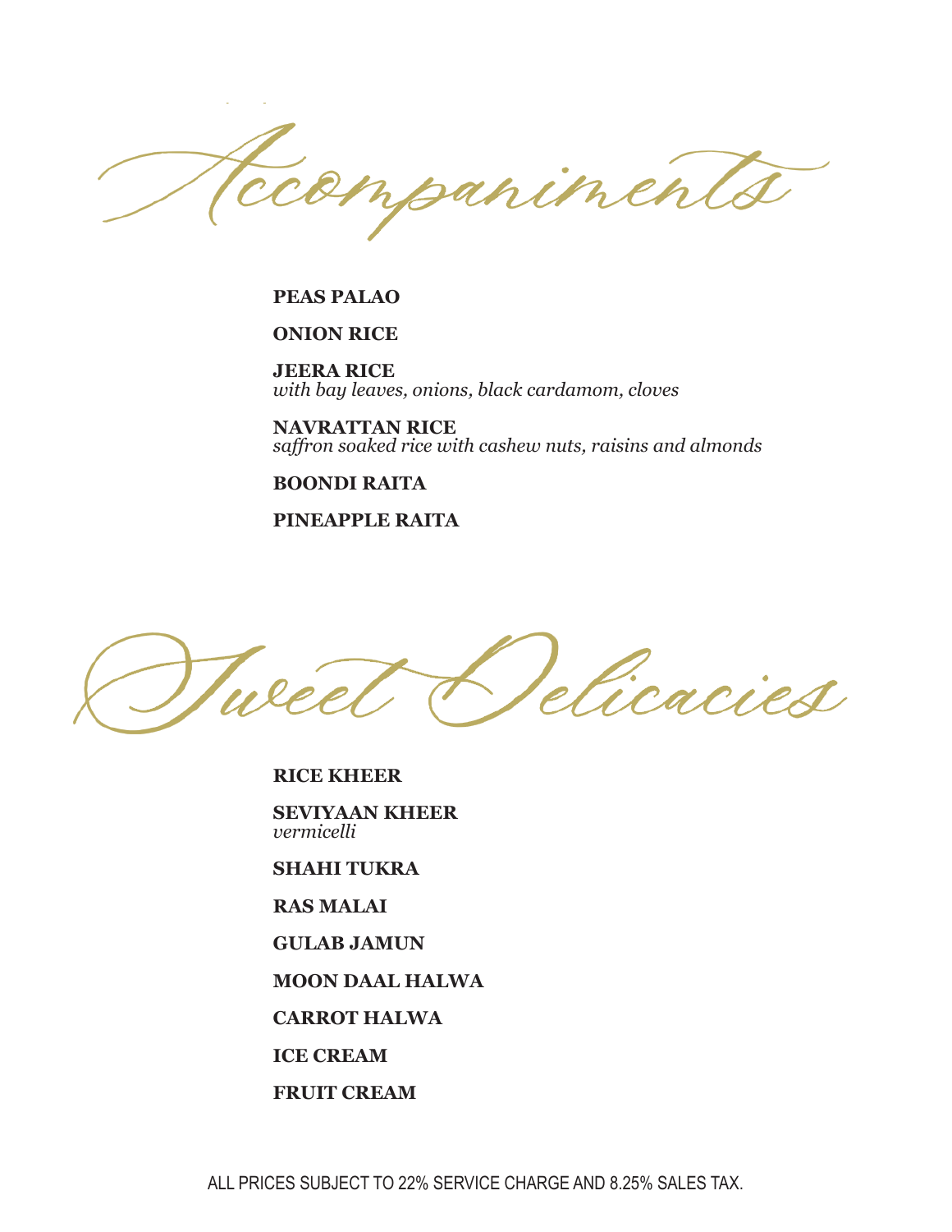# Accompaniments

**PEAS PALAO**

**ONION RICE**

**JEERA RICE**
*with bay leaves, onions, black cardamom, cloves*

**NAVRATTAN RICE**
*saffron soaked rice with cashew nuts, raisins and almonds*

**BOONDI RAITA**

**PINEAPPLE RAITA**

# Sweet Delicacies

**RICE KHEER**

**SEVIYAAN KHEER**
*vermicelli*

**SHAHI TUKRA**

**RAS MALAI**

**GULAB JAMUN**

**MOON DAAL HALWA**

**CARROT HALWA**

**ICE CREAM**

**FRUIT CREAM**

ALL PRICES SUBJECT TO 22% SERVICE CHARGE AND 8.25% SALES TAX.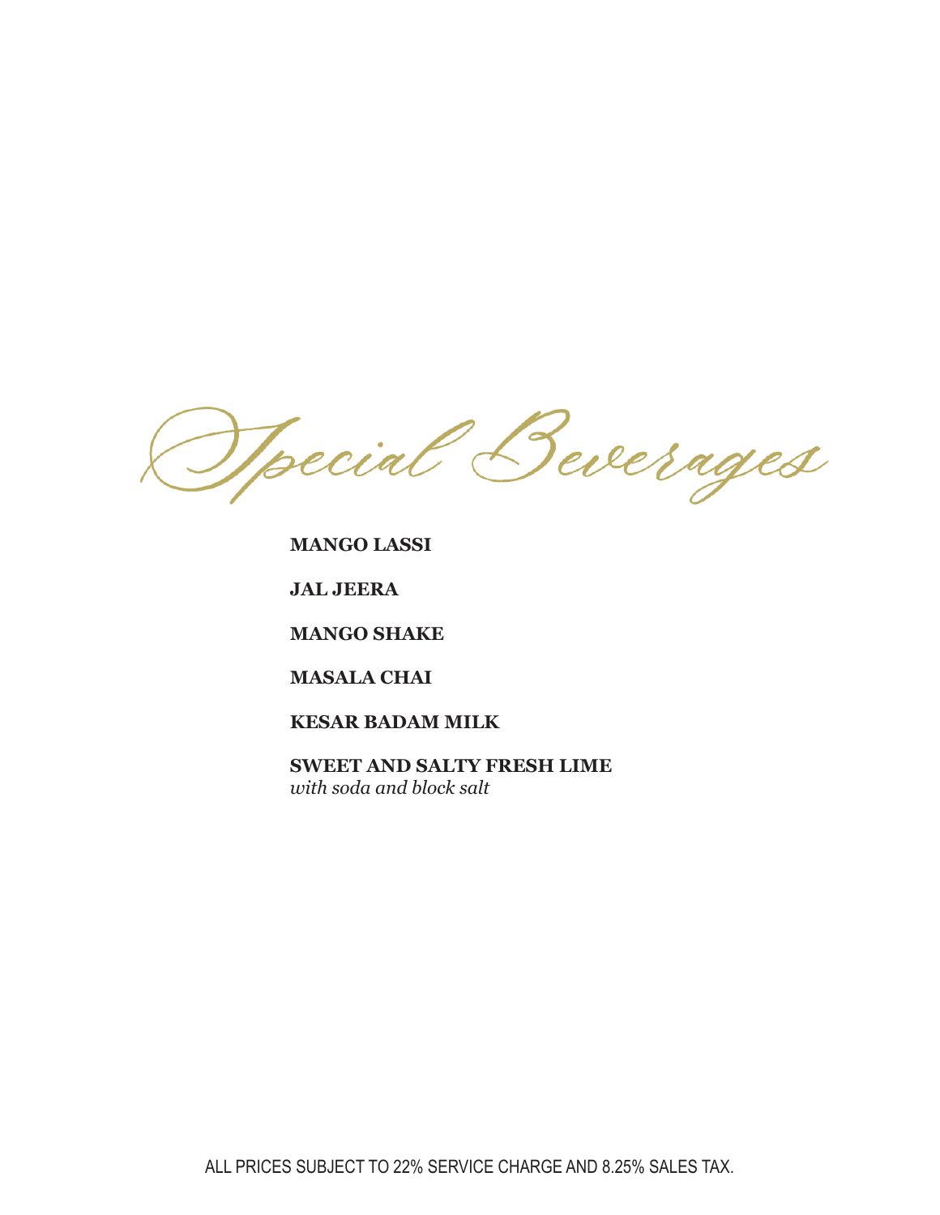# Special Beverages

**MANGO LASSI**

**JAL JEERA**

**MANGO SHAKE**

**MASALA CHAI**

**KESAR BADAM MILK**

**SWEET AND SALTY FRESH LIME**
*with soda and block salt*

ALL PRICES SUBJECT TO 22% SERVICE CHARGE AND 8.25% SALES TAX.